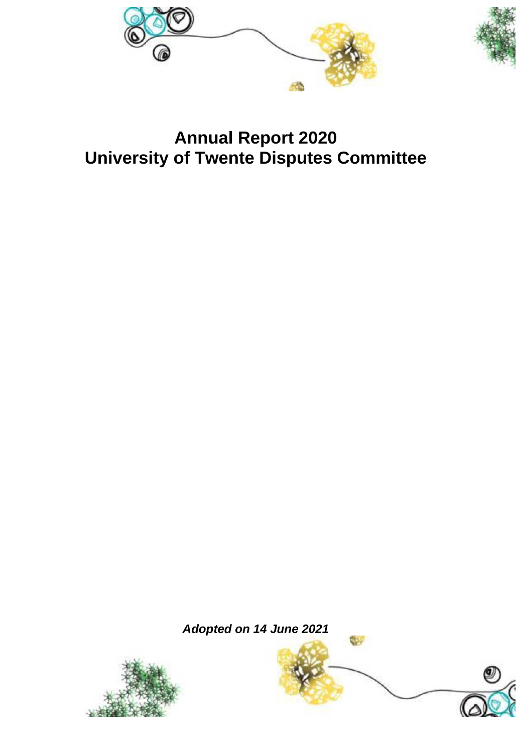# Annual Report 2020
# University of Twente Disputes Committee

***Adopted on 14 June 2021***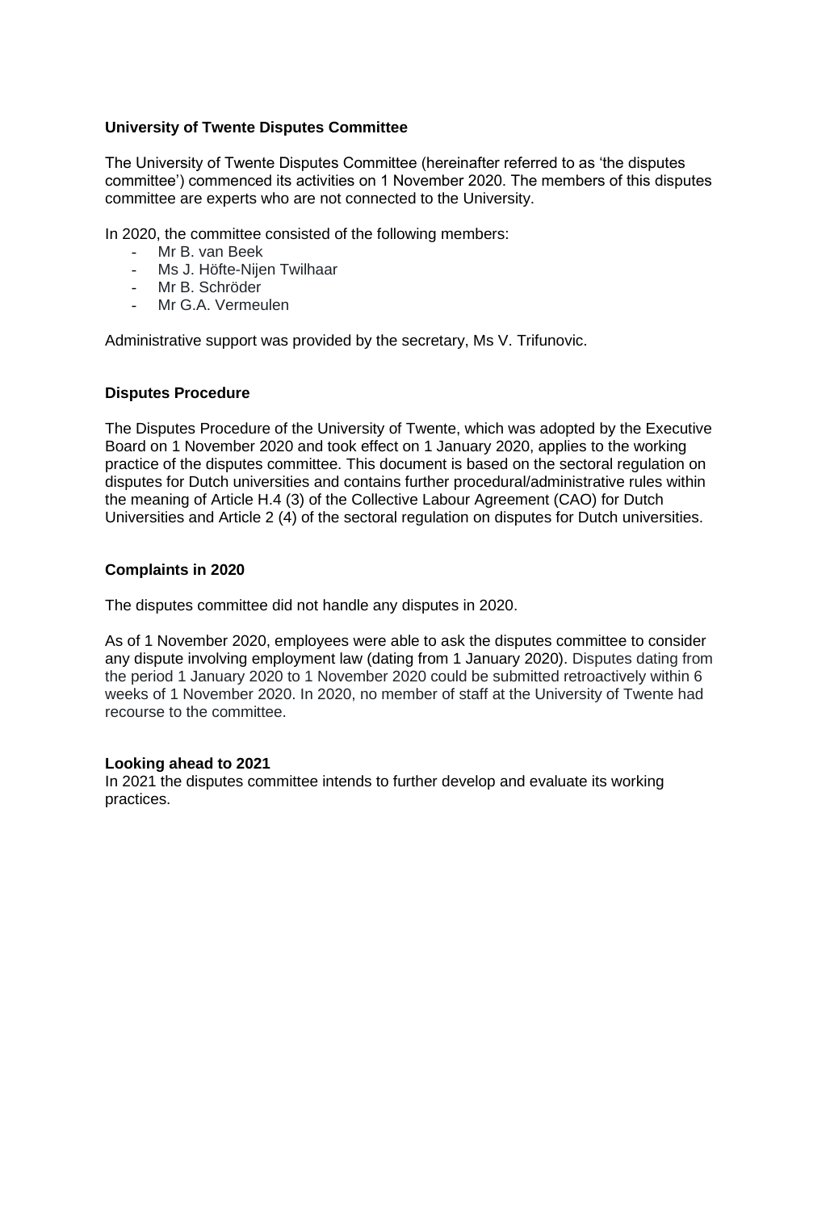**University of Twente Disputes Committee**

The University of Twente Disputes Committee (hereinafter referred to as 'the disputes committee') commenced its activities on 1 November 2020. The members of this disputes committee are experts who are not connected to the University.

In 2020, the committee consisted of the following members:

- Mr B. van Beek
- Ms J. Höfte-Nijen Twilhaar
- Mr B. Schröder
- Mr G.A. Vermeulen

Administrative support was provided by the secretary, Ms V. Trifunovic.

**Disputes Procedure**

The Disputes Procedure of the University of Twente, which was adopted by the Executive Board on 1 November 2020 and took effect on 1 January 2020, applies to the working practice of the disputes committee. This document is based on the sectoral regulation on disputes for Dutch universities and contains further procedural/administrative rules within the meaning of Article H.4 (3) of the Collective Labour Agreement (CAO) for Dutch Universities and Article 2 (4) of the sectoral regulation on disputes for Dutch universities.

**Complaints in 2020**

The disputes committee did not handle any disputes in 2020.

As of 1 November 2020, employees were able to ask the disputes committee to consider any dispute involving employment law (dating from 1 January 2020). Disputes dating from the period 1 January 2020 to 1 November 2020 could be submitted retroactively within 6 weeks of 1 November 2020. In 2020, no member of staff at the University of Twente had recourse to the committee.

**Looking ahead to 2021**

In 2021 the disputes committee intends to further develop and evaluate its working practices.